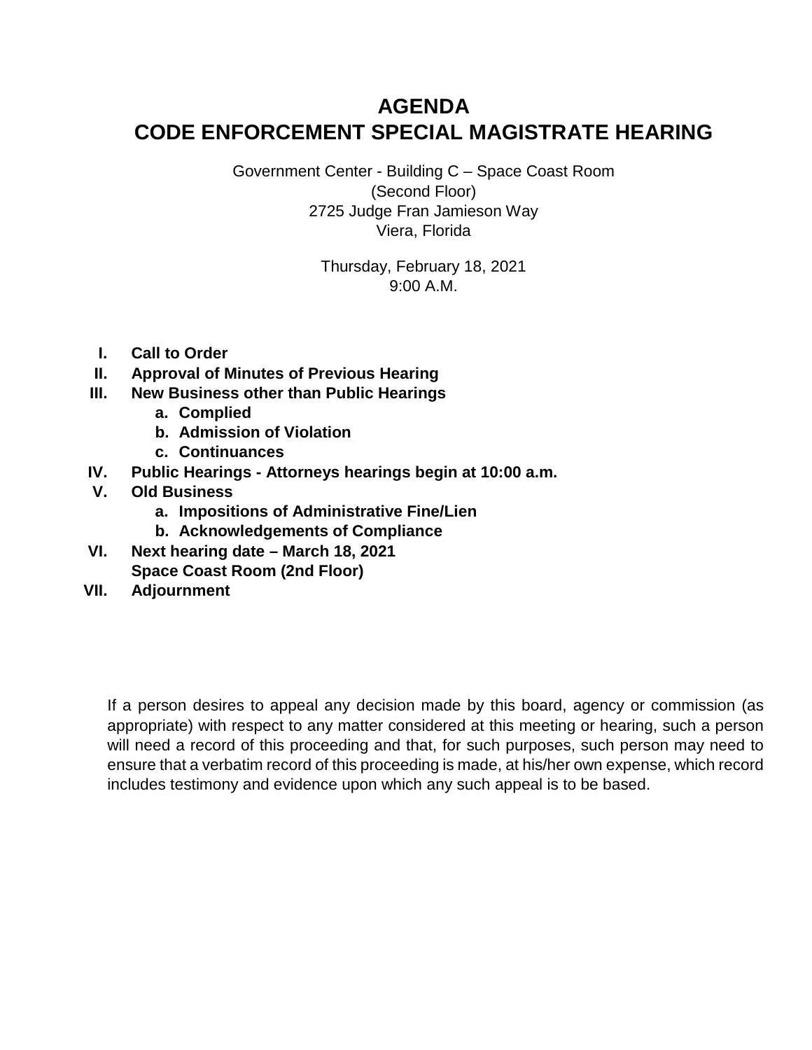# AGENDA
# CODE ENFORCEMENT SPECIAL MAGISTRATE HEARING

Government Center - Building C – Space Coast Room
(Second Floor)
2725 Judge Fran Jamieson Way
Viera, Florida

Thursday, February 18, 2021
9:00 A.M.

- **I. Call to Order**
- **II. Approval of Minutes of Previous Hearing**
- **III. New Business other than Public Hearings**
    - **a. Complied**
    - **b. Admission of Violation**
    - **c. Continuances**
- **IV. Public Hearings - Attorneys hearings begin at 10:00 a.m.**
- **V. Old Business**
    - **a. Impositions of Administrative Fine/Lien**
    - **b. Acknowledgements of Compliance**
- **VI. Next hearing date – March 18, 2021**
  **Space Coast Room (2nd Floor)**
- **VII. Adjournment**

If a person desires to appeal any decision made by this board, agency or commission (as appropriate) with respect to any matter considered at this meeting or hearing, such a person will need a record of this proceeding and that, for such purposes, such person may need to ensure that a verbatim record of this proceeding is made, at his/her own expense, which record includes testimony and evidence upon which any such appeal is to be based.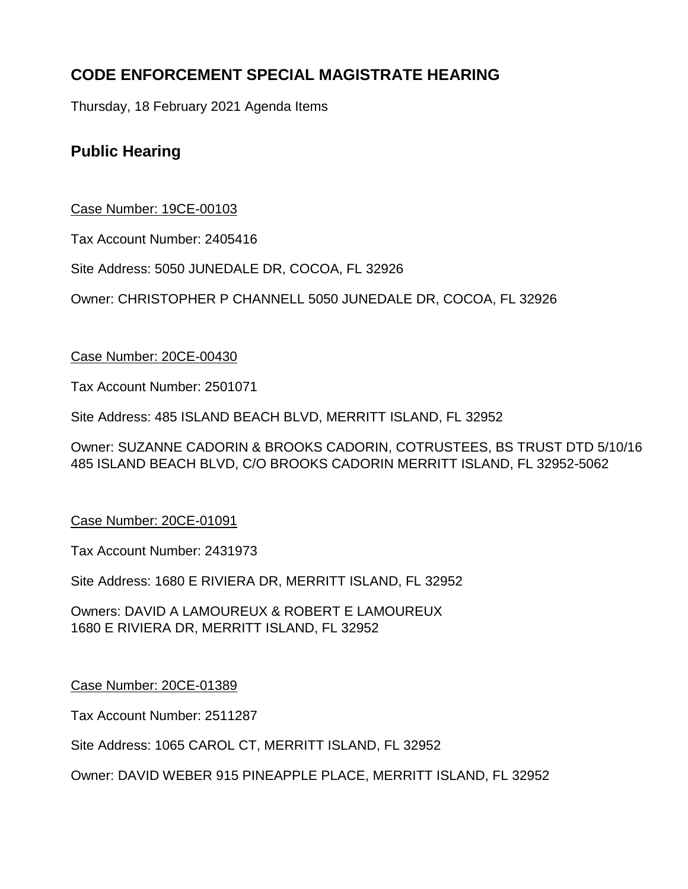## CODE ENFORCEMENT SPECIAL MAGISTRATE HEARING

Thursday, 18 February 2021 Agenda Items

### Public Hearing

Case Number: 19CE-00103

Tax Account Number: 2405416

Site Address: 5050 JUNEDALE DR, COCOA, FL 32926

Owner: CHRISTOPHER P CHANNELL 5050 JUNEDALE DR, COCOA, FL 32926

Case Number: 20CE-00430

Tax Account Number: 2501071

Site Address: 485 ISLAND BEACH BLVD, MERRITT ISLAND, FL 32952

Owner: SUZANNE CADORIN & BROOKS CADORIN, COTRUSTEES, BS TRUST DTD 5/10/16 485 ISLAND BEACH BLVD, C/O BROOKS CADORIN MERRITT ISLAND, FL 32952-5062

Case Number: 20CE-01091

Tax Account Number: 2431973

Site Address: 1680 E RIVIERA DR, MERRITT ISLAND, FL 32952

Owners: DAVID A LAMOUREUX & ROBERT E LAMOUREUX
1680 E RIVIERA DR, MERRITT ISLAND, FL 32952

Case Number: 20CE-01389

Tax Account Number: 2511287

Site Address: 1065 CAROL CT, MERRITT ISLAND, FL 32952

Owner: DAVID WEBER 915 PINEAPPLE PLACE, MERRITT ISLAND, FL 32952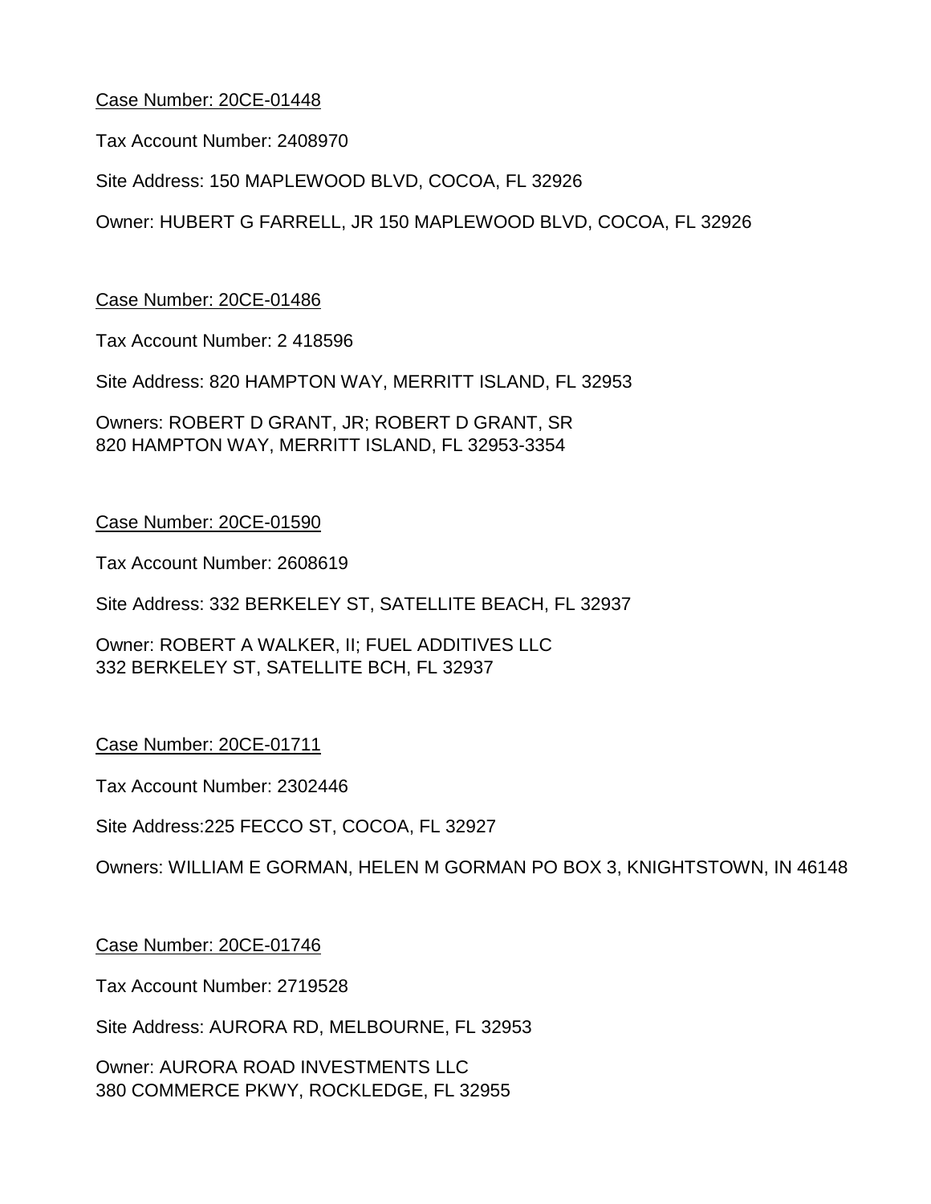<u>Case Number: 20CE-01448</u>

Tax Account Number: 2408970

Site Address: 150 MAPLEWOOD BLVD, COCOA, FL 32926

Owner: HUBERT G FARRELL, JR 150 MAPLEWOOD BLVD, COCOA, FL 32926

<u>Case Number: 20CE-01486</u>

Tax Account Number: 2 418596

Site Address: 820 HAMPTON WAY, MERRITT ISLAND, FL 32953

Owners: ROBERT D GRANT, JR; ROBERT D GRANT, SR
820 HAMPTON WAY, MERRITT ISLAND, FL 32953-3354

<u>Case Number: 20CE-01590</u>

Tax Account Number: 2608619

Site Address: 332 BERKELEY ST, SATELLITE BEACH, FL 32937

Owner: ROBERT A WALKER, II; FUEL ADDITIVES LLC
332 BERKELEY ST, SATELLITE BCH, FL 32937

<u>Case Number: 20CE-01711</u>

Tax Account Number: 2302446

Site Address:225 FECCO ST, COCOA, FL 32927

Owners: WILLIAM E GORMAN, HELEN M GORMAN PO BOX 3, KNIGHTSTOWN, IN 46148

<u>Case Number: 20CE-01746</u>

Tax Account Number: 2719528

Site Address: AURORA RD, MELBOURNE, FL 32953

Owner: AURORA ROAD INVESTMENTS LLC
380 COMMERCE PKWY, ROCKLEDGE, FL 32955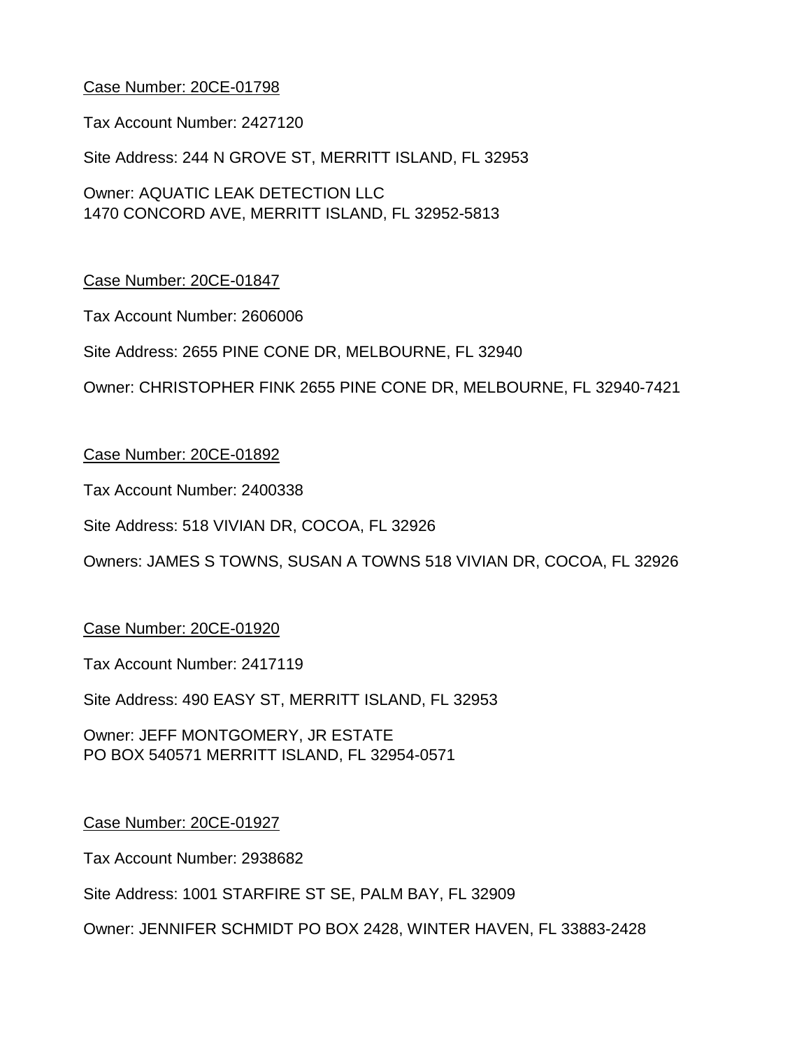Case Number: 20CE-01798

Tax Account Number: 2427120

Site Address: 244 N GROVE ST, MERRITT ISLAND, FL 32953

Owner: AQUATIC LEAK DETECTION LLC
1470 CONCORD AVE, MERRITT ISLAND, FL 32952-5813

Case Number: 20CE-01847

Tax Account Number: 2606006

Site Address: 2655 PINE CONE DR, MELBOURNE, FL 32940

Owner: CHRISTOPHER FINK 2655 PINE CONE DR, MELBOURNE, FL 32940-7421

Case Number: 20CE-01892

Tax Account Number: 2400338

Site Address: 518 VIVIAN DR, COCOA, FL 32926

Owners: JAMES S TOWNS, SUSAN A TOWNS 518 VIVIAN DR, COCOA, FL 32926

Case Number: 20CE-01920

Tax Account Number: 2417119

Site Address: 490 EASY ST, MERRITT ISLAND, FL 32953

Owner: JEFF MONTGOMERY, JR ESTATE
PO BOX 540571 MERRITT ISLAND, FL 32954-0571

Case Number: 20CE-01927

Tax Account Number: 2938682

Site Address: 1001 STARFIRE ST SE, PALM BAY, FL 32909

Owner: JENNIFER SCHMIDT PO BOX 2428, WINTER HAVEN, FL 33883-2428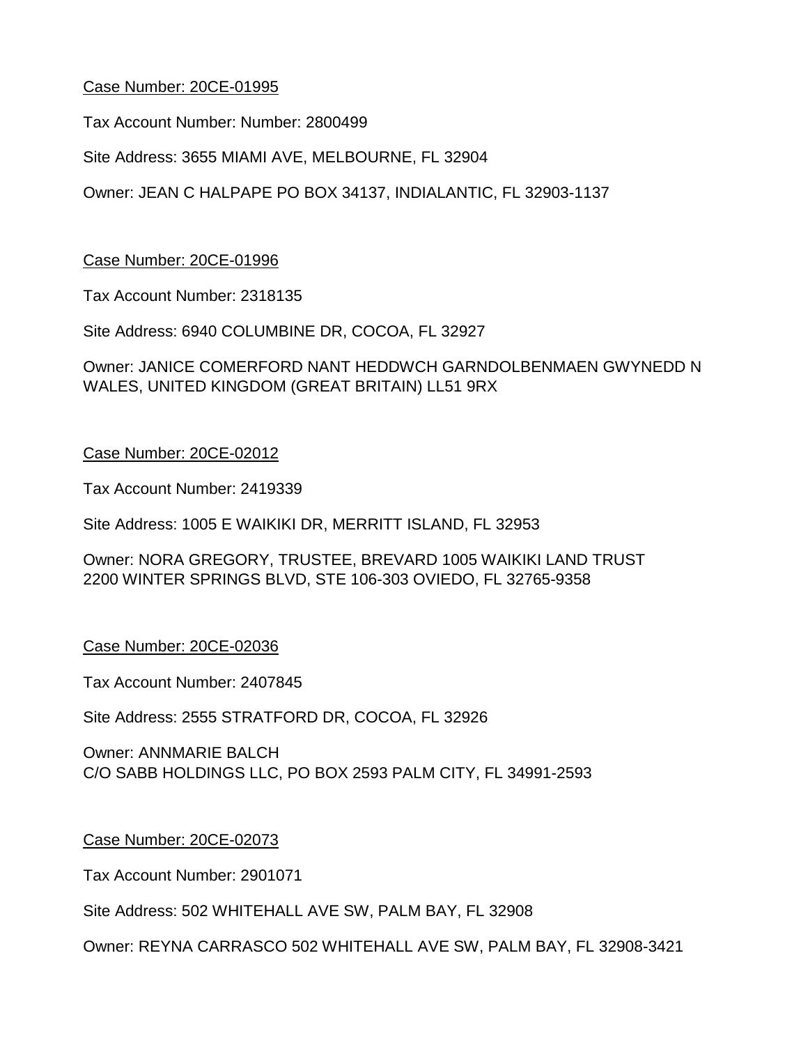Case Number: 20CE-01995

Tax Account Number: Number: 2800499

Site Address: 3655 MIAMI AVE, MELBOURNE, FL 32904

Owner: JEAN C HALPAPE PO BOX 34137, INDIALANTIC, FL 32903-1137

Case Number: 20CE-01996

Tax Account Number: 2318135

Site Address: 6940 COLUMBINE DR, COCOA, FL 32927

Owner: JANICE COMERFORD NANT HEDDWCH GARNDOLBENMAEN GWYNEDD N WALES, UNITED KINGDOM (GREAT BRITAIN) LL51 9RX

Case Number: 20CE-02012

Tax Account Number: 2419339

Site Address: 1005 E WAIKIKI DR, MERRITT ISLAND, FL 32953

Owner: NORA GREGORY, TRUSTEE, BREVARD 1005 WAIKIKI LAND TRUST
2200 WINTER SPRINGS BLVD, STE 106-303 OVIEDO, FL 32765-9358

Case Number: 20CE-02036

Tax Account Number: 2407845

Site Address: 2555 STRATFORD DR, COCOA, FL 32926

Owner: ANNMARIE BALCH
C/O SABB HOLDINGS LLC, PO BOX 2593 PALM CITY, FL 34991-2593

Case Number: 20CE-02073

Tax Account Number: 2901071

Site Address: 502 WHITEHALL AVE SW, PALM BAY, FL 32908

Owner: REYNA CARRASCO 502 WHITEHALL AVE SW, PALM BAY, FL 32908-3421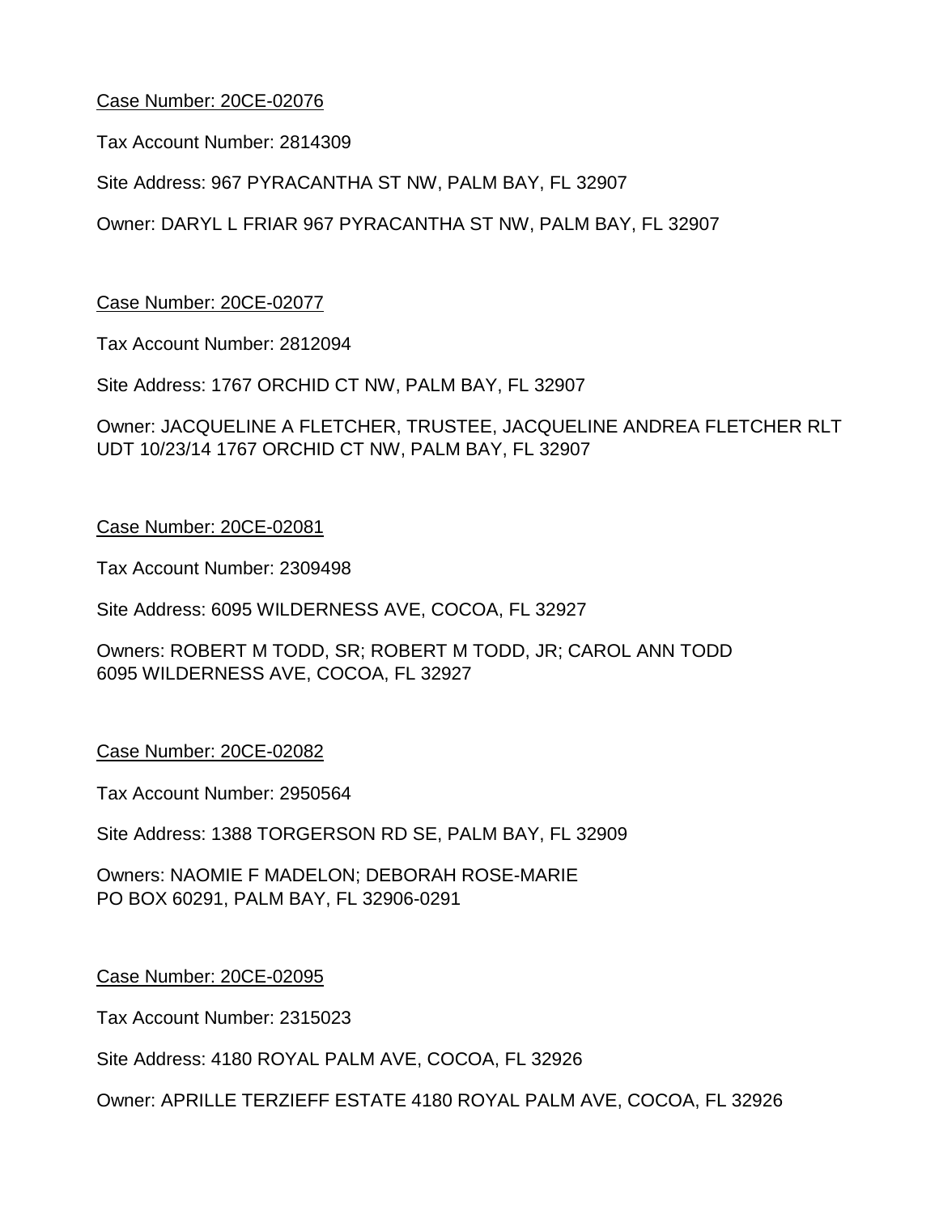Case Number: 20CE-02076

Tax Account Number: 2814309

Site Address: 967 PYRACANTHA ST NW, PALM BAY, FL 32907

Owner: DARYL L FRIAR 967 PYRACANTHA ST NW, PALM BAY, FL 32907

Case Number: 20CE-02077

Tax Account Number: 2812094

Site Address: 1767 ORCHID CT NW, PALM BAY, FL 32907

Owner: JACQUELINE A FLETCHER, TRUSTEE, JACQUELINE ANDREA FLETCHER RLT UDT 10/23/14 1767 ORCHID CT NW, PALM BAY, FL 32907

Case Number: 20CE-02081

Tax Account Number: 2309498

Site Address: 6095 WILDERNESS AVE, COCOA, FL 32927

Owners: ROBERT M TODD, SR; ROBERT M TODD, JR; CAROL ANN TODD
6095 WILDERNESS AVE, COCOA, FL 32927

Case Number: 20CE-02082

Tax Account Number: 2950564

Site Address: 1388 TORGERSON RD SE, PALM BAY, FL 32909

Owners: NAOMIE F MADELON; DEBORAH ROSE-MARIE
PO BOX 60291, PALM BAY, FL 32906-0291

Case Number: 20CE-02095

Tax Account Number: 2315023

Site Address: 4180 ROYAL PALM AVE, COCOA, FL 32926

Owner: APRILLE TERZIEFF ESTATE 4180 ROYAL PALM AVE, COCOA, FL 32926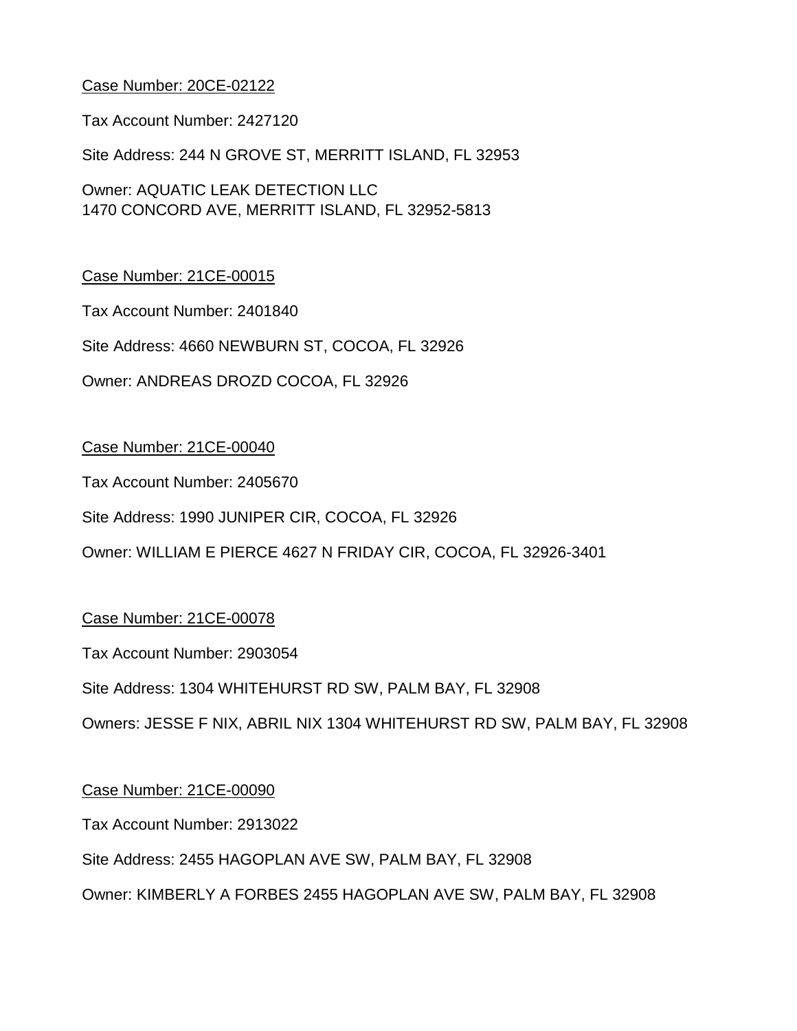<u>Case Number: 20CE-02122</u>

Tax Account Number: 2427120

Site Address: 244 N GROVE ST, MERRITT ISLAND, FL 32953

Owner: AQUATIC LEAK DETECTION LLC
1470 CONCORD AVE, MERRITT ISLAND, FL 32952-5813

<u>Case Number: 21CE-00015</u>

Tax Account Number: 2401840

Site Address: 4660 NEWBURN ST, COCOA, FL 32926

Owner: ANDREAS DROZD COCOA, FL 32926

<u>Case Number: 21CE-00040</u>

Tax Account Number: 2405670

Site Address: 1990 JUNIPER CIR, COCOA, FL 32926

Owner: WILLIAM E PIERCE 4627 N FRIDAY CIR, COCOA, FL 32926-3401

<u>Case Number: 21CE-00078</u>

Tax Account Number: 2903054

Site Address: 1304 WHITEHURST RD SW, PALM BAY, FL 32908

Owners: JESSE F NIX, ABRIL NIX 1304 WHITEHURST RD SW, PALM BAY, FL 32908

<u>Case Number: 21CE-00090</u>

Tax Account Number: 2913022

Site Address: 2455 HAGOPLAN AVE SW, PALM BAY, FL 32908

Owner: KIMBERLY A FORBES 2455 HAGOPLAN AVE SW, PALM BAY, FL 32908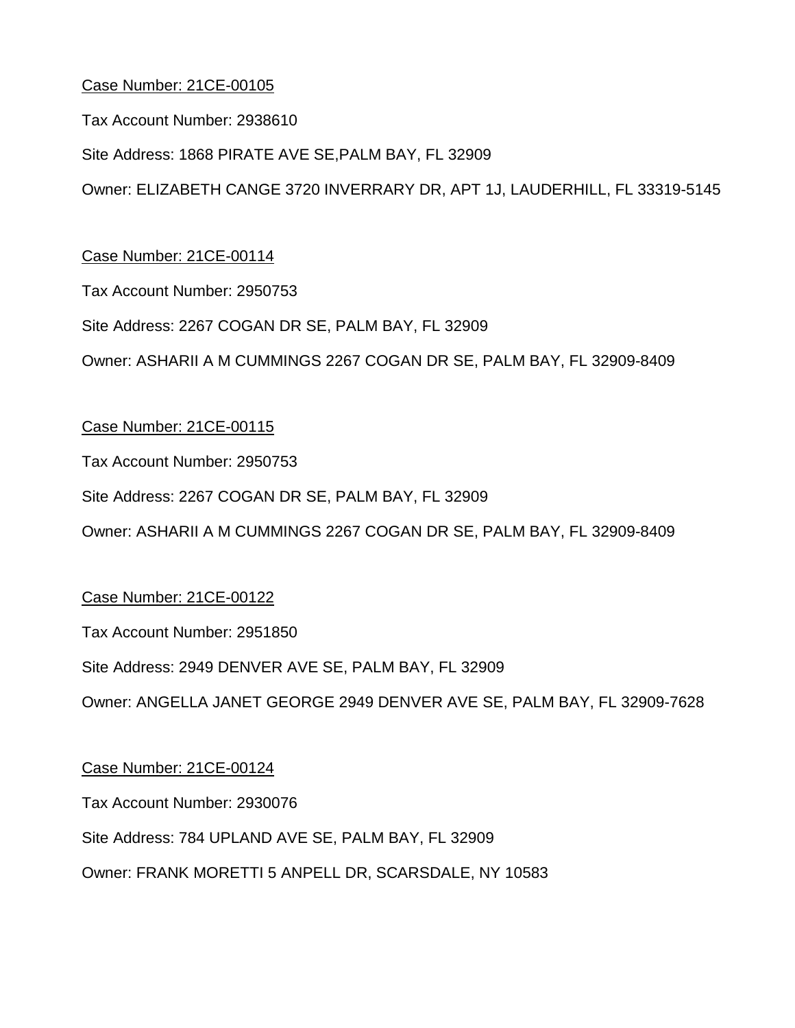<u>Case Number: 21CE-00105</u>

Tax Account Number: 2938610

Site Address: 1868 PIRATE AVE SE,PALM BAY, FL 32909

Owner: ELIZABETH CANGE 3720 INVERRARY DR, APT 1J, LAUDERHILL, FL 33319-5145

<u>Case Number: 21CE-00114</u>

Tax Account Number: 2950753

Site Address: 2267 COGAN DR SE, PALM BAY, FL 32909

Owner: ASHARII A M CUMMINGS 2267 COGAN DR SE, PALM BAY, FL 32909-8409

<u>Case Number: 21CE-00115</u>

Tax Account Number: 2950753

Site Address: 2267 COGAN DR SE, PALM BAY, FL 32909

Owner: ASHARII A M CUMMINGS 2267 COGAN DR SE, PALM BAY, FL 32909-8409

<u>Case Number: 21CE-00122</u>

Tax Account Number: 2951850

Site Address: 2949 DENVER AVE SE, PALM BAY, FL 32909

Owner: ANGELLA JANET GEORGE 2949 DENVER AVE SE, PALM BAY, FL 32909-7628

<u>Case Number: 21CE-00124</u>

Tax Account Number: 2930076

Site Address: 784 UPLAND AVE SE, PALM BAY, FL 32909

Owner: FRANK MORETTI 5 ANPELL DR, SCARSDALE, NY 10583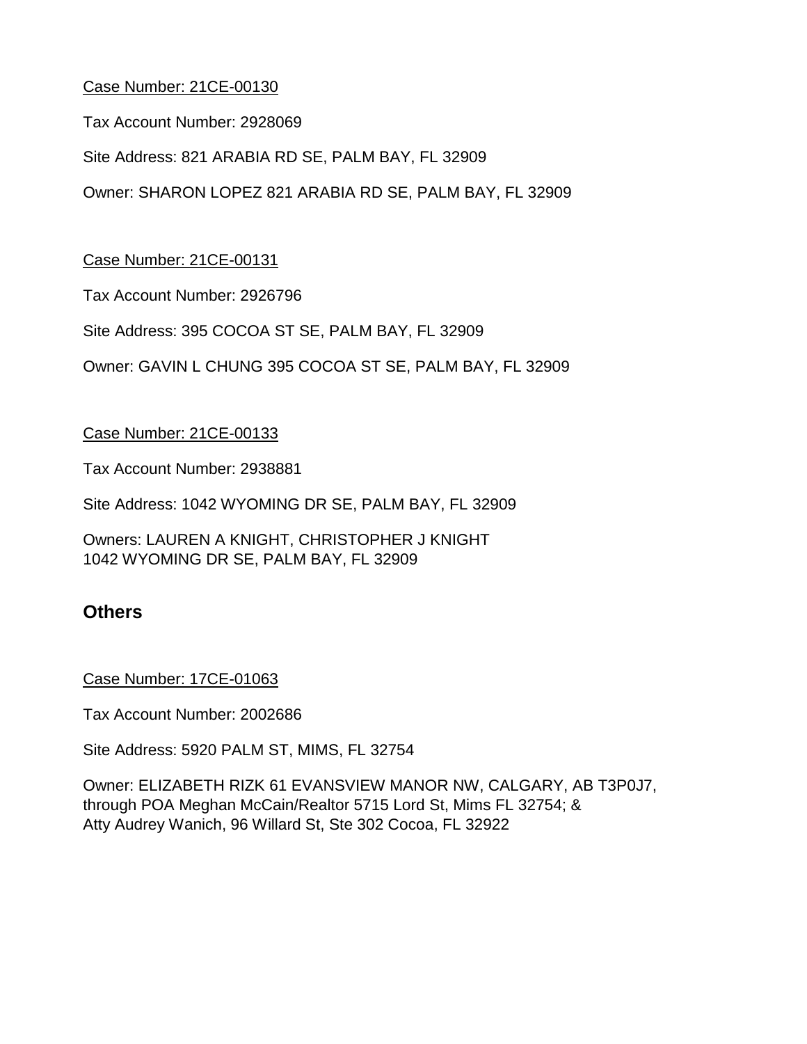Case Number: 21CE-00130

Tax Account Number: 2928069

Site Address: 821 ARABIA RD SE, PALM BAY, FL 32909

Owner: SHARON LOPEZ 821 ARABIA RD SE, PALM BAY, FL 32909

Case Number: 21CE-00131

Tax Account Number: 2926796

Site Address: 395 COCOA ST SE, PALM BAY, FL 32909

Owner: GAVIN L CHUNG 395 COCOA ST SE, PALM BAY, FL 32909

Case Number: 21CE-00133

Tax Account Number: 2938881

Site Address: 1042 WYOMING DR SE, PALM BAY, FL 32909

Owners: LAUREN A KNIGHT, CHRISTOPHER J KNIGHT
1042 WYOMING DR SE, PALM BAY, FL 32909

## Others

Case Number: 17CE-01063

Tax Account Number: 2002686

Site Address: 5920 PALM ST, MIMS, FL 32754

Owner: ELIZABETH RIZK 61 EVANSVIEW MANOR NW, CALGARY, AB T3P0J7,
through POA Meghan McCain/Realtor 5715 Lord St, Mims FL 32754; &
Atty Audrey Wanich, 96 Willard St, Ste 302 Cocoa, FL 32922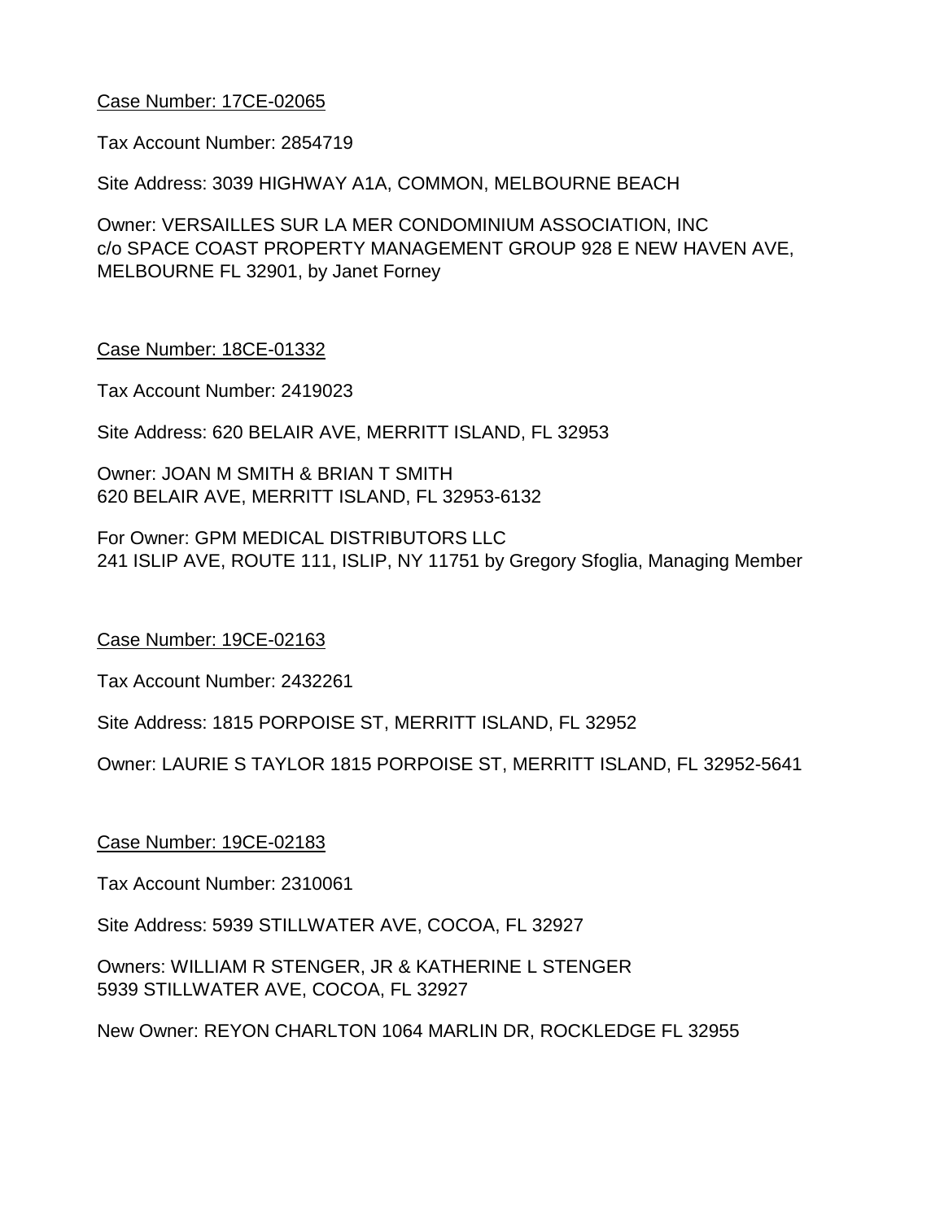<u>Case Number: 17CE-02065</u>

Tax Account Number: 2854719

Site Address: 3039 HIGHWAY A1A, COMMON, MELBOURNE BEACH

Owner: VERSAILLES SUR LA MER CONDOMINIUM ASSOCIATION, INC
c/o SPACE COAST PROPERTY MANAGEMENT GROUP 928 E NEW HAVEN AVE, MELBOURNE FL 32901, by Janet Forney

<u>Case Number: 18CE-01332</u>

Tax Account Number: 2419023

Site Address: 620 BELAIR AVE, MERRITT ISLAND, FL 32953

Owner: JOAN M SMITH & BRIAN T SMITH
620 BELAIR AVE, MERRITT ISLAND, FL 32953-6132

For Owner: GPM MEDICAL DISTRIBUTORS LLC
241 ISLIP AVE, ROUTE 111, ISLIP, NY 11751 by Gregory Sfoglia, Managing Member

<u>Case Number: 19CE-02163</u>

Tax Account Number: 2432261

Site Address: 1815 PORPOISE ST, MERRITT ISLAND, FL 32952

Owner: LAURIE S TAYLOR 1815 PORPOISE ST, MERRITT ISLAND, FL 32952-5641

<u>Case Number: 19CE-02183</u>

Tax Account Number: 2310061

Site Address: 5939 STILLWATER AVE, COCOA, FL 32927

Owners: WILLIAM R STENGER, JR & KATHERINE L STENGER
5939 STILLWATER AVE, COCOA, FL 32927

New Owner: REYON CHARLTON 1064 MARLIN DR, ROCKLEDGE FL 32955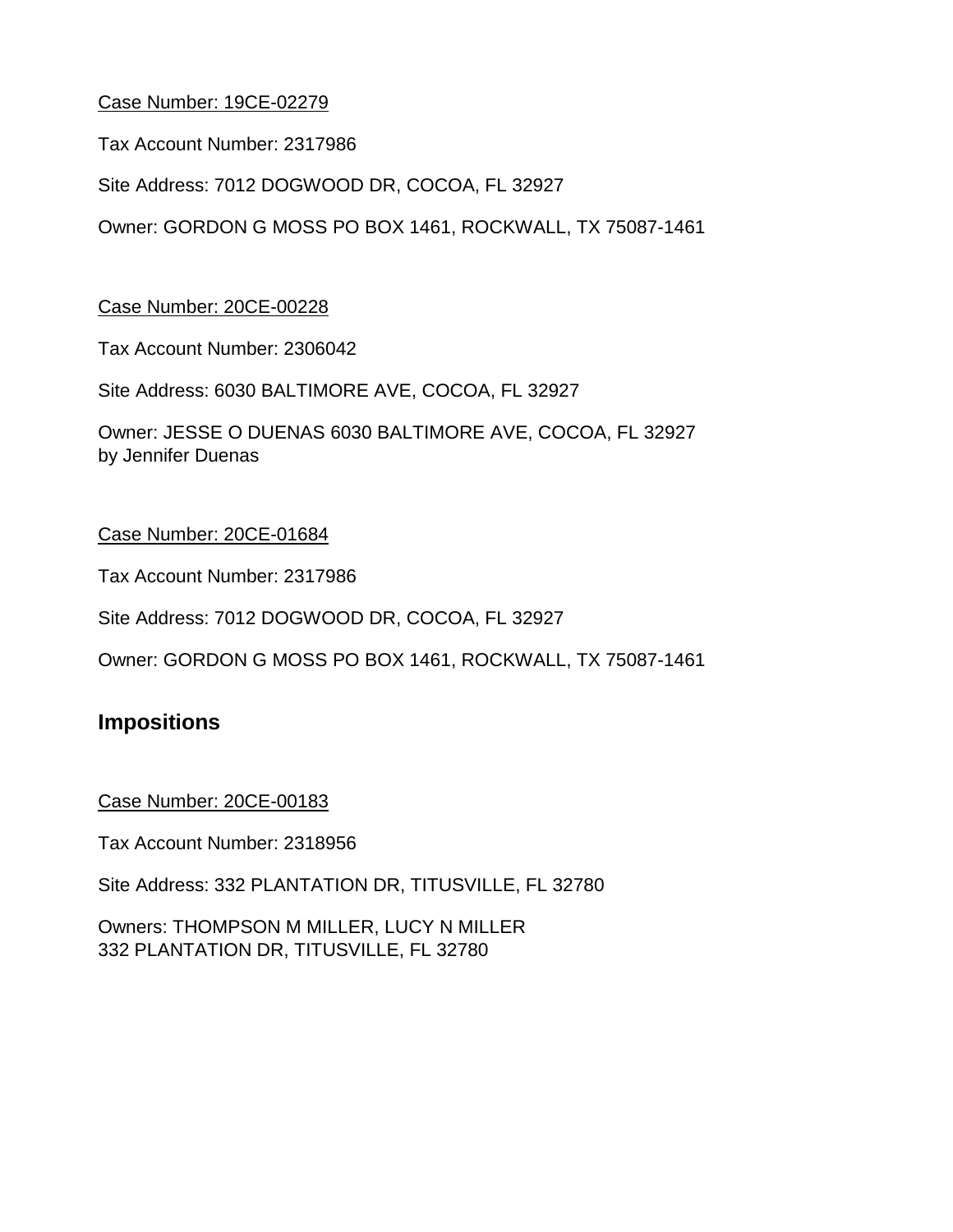Case Number: 19CE-02279

Tax Account Number: 2317986

Site Address: 7012 DOGWOOD DR, COCOA, FL 32927

Owner: GORDON G MOSS PO BOX 1461, ROCKWALL, TX 75087-1461

Case Number: 20CE-00228

Tax Account Number: 2306042

Site Address: 6030 BALTIMORE AVE, COCOA, FL 32927

Owner: JESSE O DUENAS 6030 BALTIMORE AVE, COCOA, FL 32927
by Jennifer Duenas

Case Number: 20CE-01684

Tax Account Number: 2317986

Site Address: 7012 DOGWOOD DR, COCOA, FL 32927

Owner: GORDON G MOSS PO BOX 1461, ROCKWALL, TX 75087-1461

## Impositions

Case Number: 20CE-00183

Tax Account Number: 2318956

Site Address: 332 PLANTATION DR, TITUSVILLE, FL 32780

Owners: THOMPSON M MILLER, LUCY N MILLER
332 PLANTATION DR, TITUSVILLE, FL 32780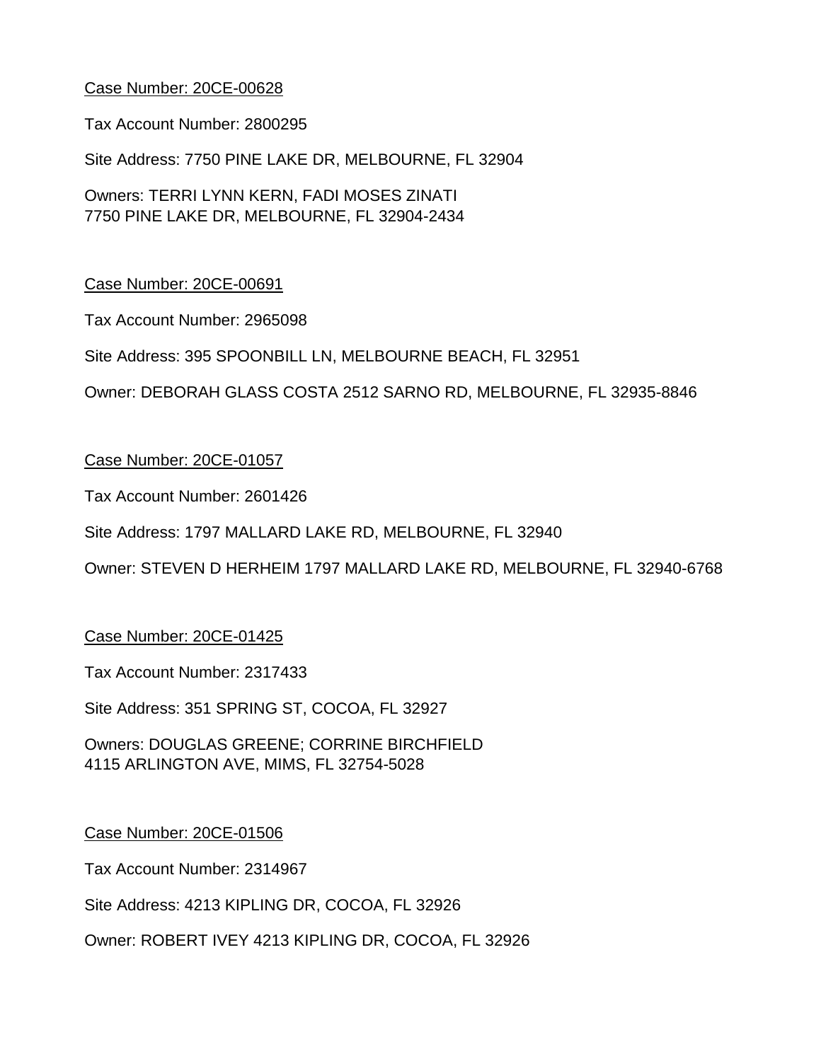<u>Case Number: 20CE-00628</u>

Tax Account Number: 2800295

Site Address: 7750 PINE LAKE DR, MELBOURNE, FL 32904

Owners: TERRI LYNN KERN, FADI MOSES ZINATI
7750 PINE LAKE DR, MELBOURNE, FL 32904-2434

<u>Case Number: 20CE-00691</u>

Tax Account Number: 2965098

Site Address: 395 SPOONBILL LN, MELBOURNE BEACH, FL 32951

Owner: DEBORAH GLASS COSTA 2512 SARNO RD, MELBOURNE, FL 32935-8846

<u>Case Number: 20CE-01057</u>

Tax Account Number: 2601426

Site Address: 1797 MALLARD LAKE RD, MELBOURNE, FL 32940

Owner: STEVEN D HERHEIM 1797 MALLARD LAKE RD, MELBOURNE, FL 32940-6768

<u>Case Number: 20CE-01425</u>

Tax Account Number: 2317433

Site Address: 351 SPRING ST, COCOA, FL 32927

Owners: DOUGLAS GREENE; CORRINE BIRCHFIELD
4115 ARLINGTON AVE, MIMS, FL 32754-5028

<u>Case Number: 20CE-01506</u>

Tax Account Number: 2314967

Site Address: 4213 KIPLING DR, COCOA, FL 32926

Owner: ROBERT IVEY 4213 KIPLING DR, COCOA, FL 32926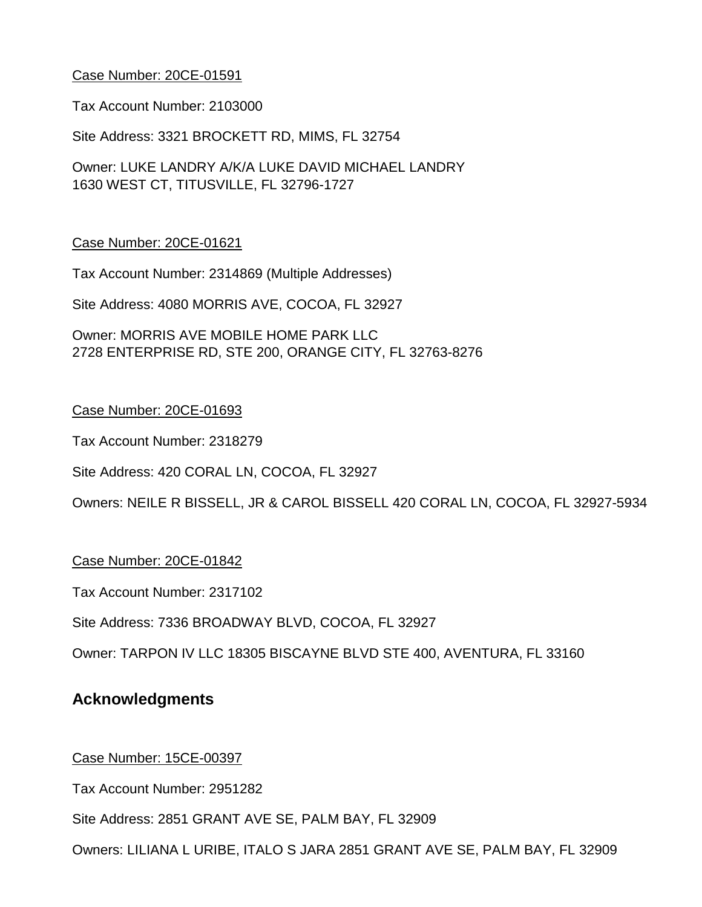Case Number: 20CE-01591

Tax Account Number: 2103000

Site Address: 3321 BROCKETT RD, MIMS, FL 32754

Owner: LUKE LANDRY A/K/A LUKE DAVID MICHAEL LANDRY
1630 WEST CT, TITUSVILLE, FL 32796-1727

Case Number: 20CE-01621

Tax Account Number: 2314869 (Multiple Addresses)

Site Address: 4080 MORRIS AVE, COCOA, FL 32927

Owner: MORRIS AVE MOBILE HOME PARK LLC
2728 ENTERPRISE RD, STE 200, ORANGE CITY, FL 32763-8276

Case Number: 20CE-01693

Tax Account Number: 2318279

Site Address: 420 CORAL LN, COCOA, FL 32927

Owners: NEILE R BISSELL, JR & CAROL BISSELL 420 CORAL LN, COCOA, FL 32927-5934

Case Number: 20CE-01842

Tax Account Number: 2317102

Site Address: 7336 BROADWAY BLVD, COCOA, FL 32927

Owner: TARPON IV LLC 18305 BISCAYNE BLVD STE 400, AVENTURA, FL 33160

## Acknowledgments

Case Number: 15CE-00397

Tax Account Number: 2951282

Site Address: 2851 GRANT AVE SE, PALM BAY, FL 32909

Owners: LILIANA L URIBE, ITALO S JARA 2851 GRANT AVE SE, PALM BAY, FL 32909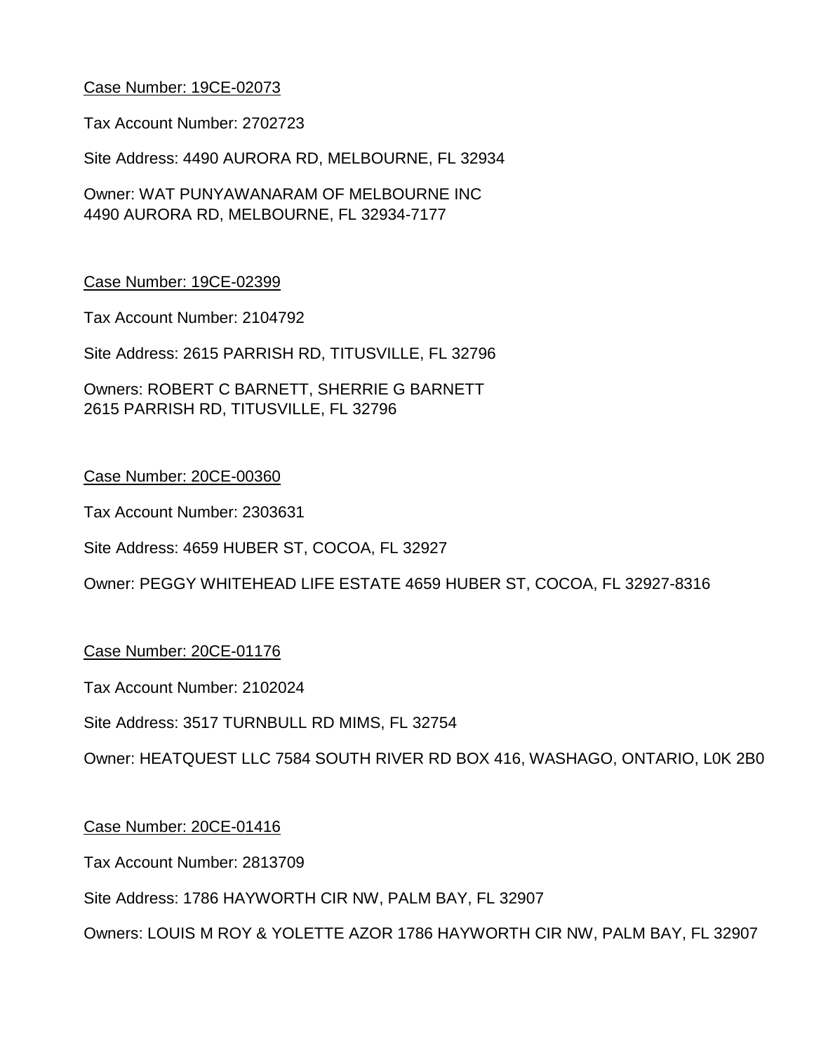Case Number: 19CE-02073

Tax Account Number: 2702723

Site Address: 4490 AURORA RD, MELBOURNE, FL 32934

Owner: WAT PUNYAWANARAM OF MELBOURNE INC
4490 AURORA RD, MELBOURNE, FL 32934-7177

Case Number: 19CE-02399

Tax Account Number: 2104792

Site Address: 2615 PARRISH RD, TITUSVILLE, FL 32796

Owners: ROBERT C BARNETT, SHERRIE G BARNETT
2615 PARRISH RD, TITUSVILLE, FL 32796

Case Number: 20CE-00360

Tax Account Number: 2303631

Site Address: 4659 HUBER ST, COCOA, FL 32927

Owner: PEGGY WHITEHEAD LIFE ESTATE 4659 HUBER ST, COCOA, FL 32927-8316

Case Number: 20CE-01176

Tax Account Number: 2102024

Site Address: 3517 TURNBULL RD MIMS, FL 32754

Owner: HEATQUEST LLC 7584 SOUTH RIVER RD BOX 416, WASHAGO, ONTARIO, L0K 2B0

Case Number: 20CE-01416

Tax Account Number: 2813709

Site Address: 1786 HAYWORTH CIR NW, PALM BAY, FL 32907

Owners: LOUIS M ROY & YOLETTE AZOR 1786 HAYWORTH CIR NW, PALM BAY, FL 32907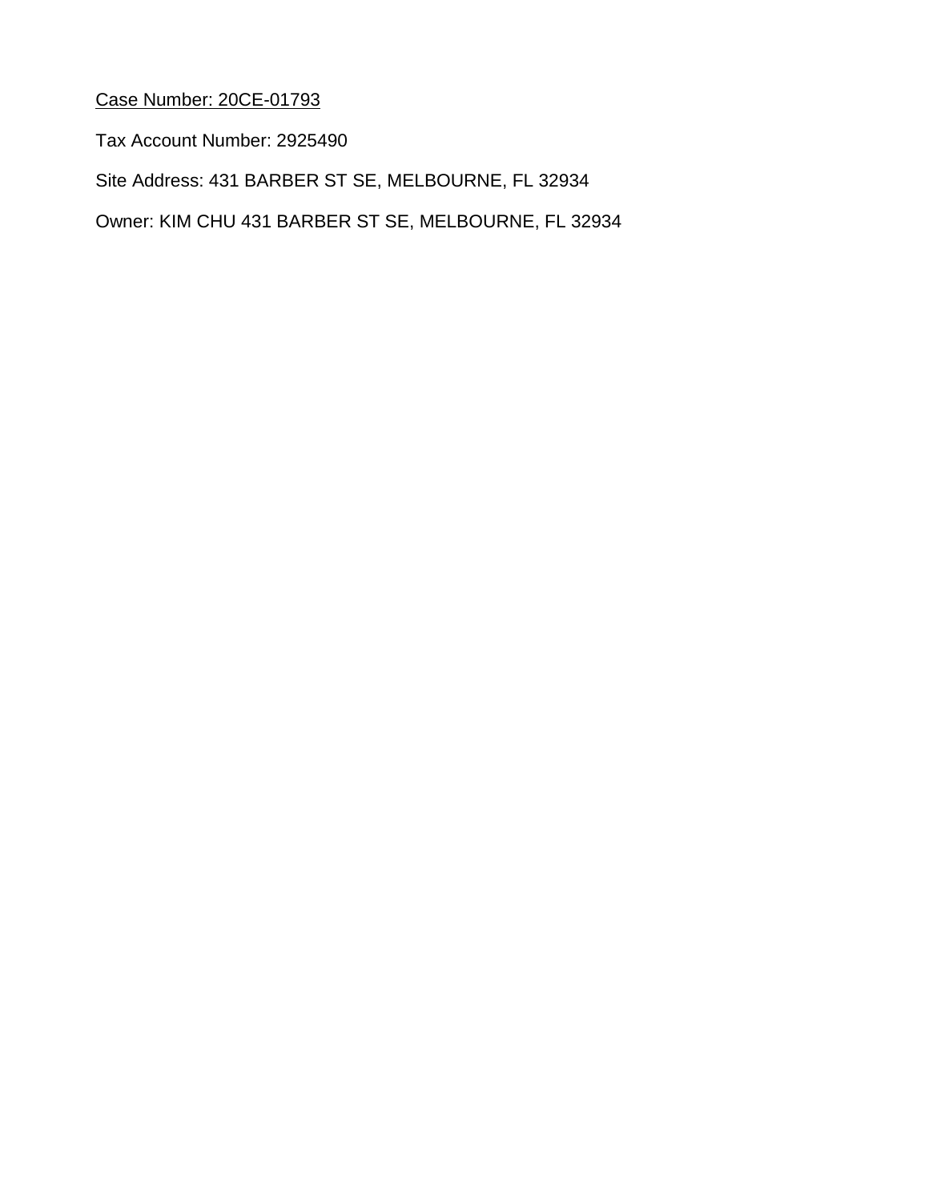Case Number: 20CE-01793

Tax Account Number: 2925490

Site Address: 431 BARBER ST SE, MELBOURNE, FL 32934

Owner: KIM CHU 431 BARBER ST SE, MELBOURNE, FL 32934